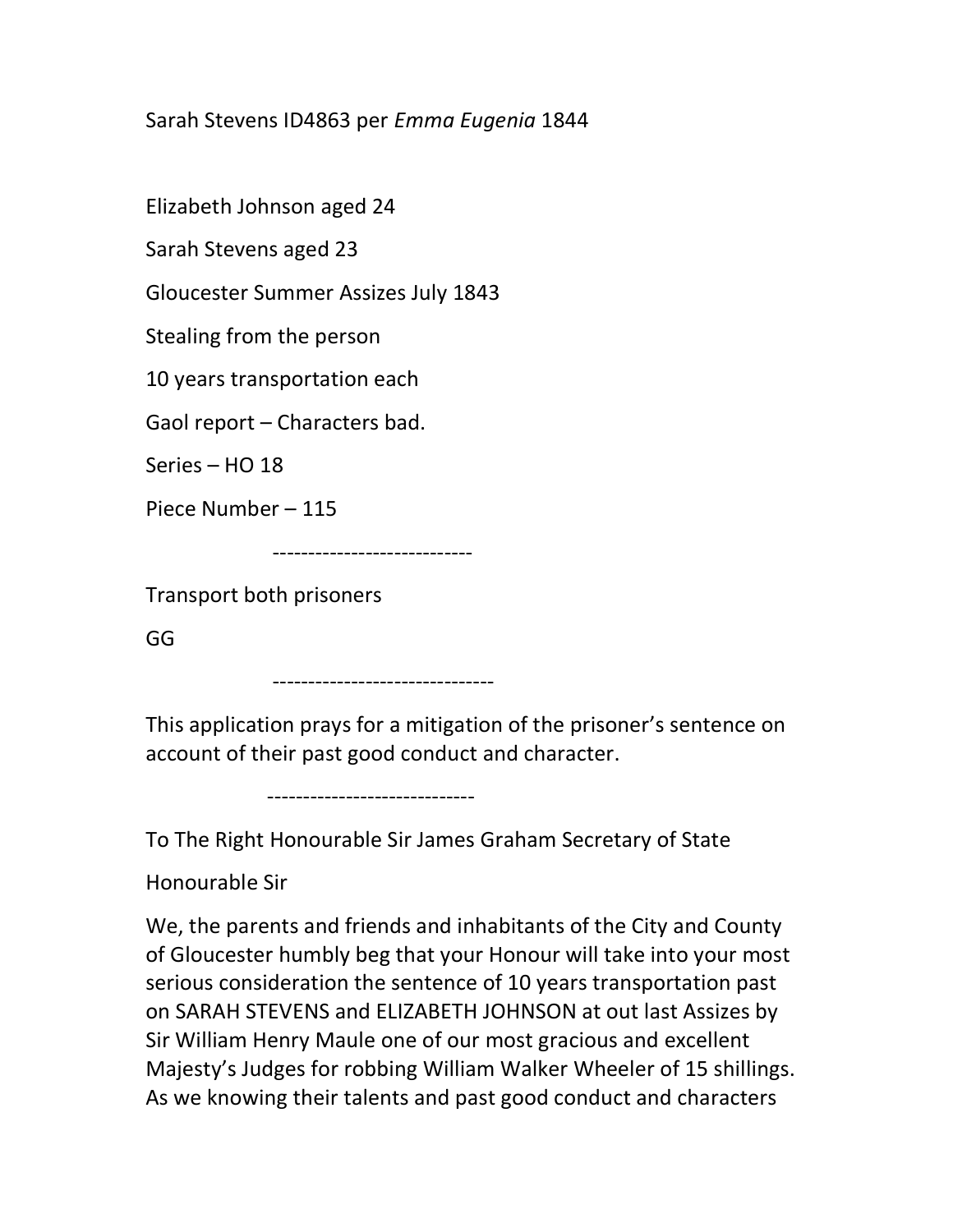Sarah Stevens ID4863 per *Emma Eugenia* 1844

Elizabeth Johnson aged 24

Sarah Stevens aged 23

Gloucester Summer Assizes July 1843

Stealing from the person

10 years transportation each

Gaol report – Characters bad.

Series – HO 18

Piece Number – 115

---------------------------

Transport both prisoners

GG

-------------------------------

This application prays for a mitigation of the prisoner's sentence on account of their past good conduct and character.

-----------------------------

To The Right Honourable Sir James Graham Secretary of State

Honourable Sir

We, the parents and friends and inhabitants of the City and County of Gloucester humbly beg that your Honour will take into your most serious consideration the sentence of 10 years transportation past on SARAH STEVENS and ELIZABETH JOHNSON at out last Assizes by Sir William Henry Maule one of our most gracious and excellent Majesty's Judges for robbing William Walker Wheeler of 15 shillings. As we knowing their talents and past good conduct and characters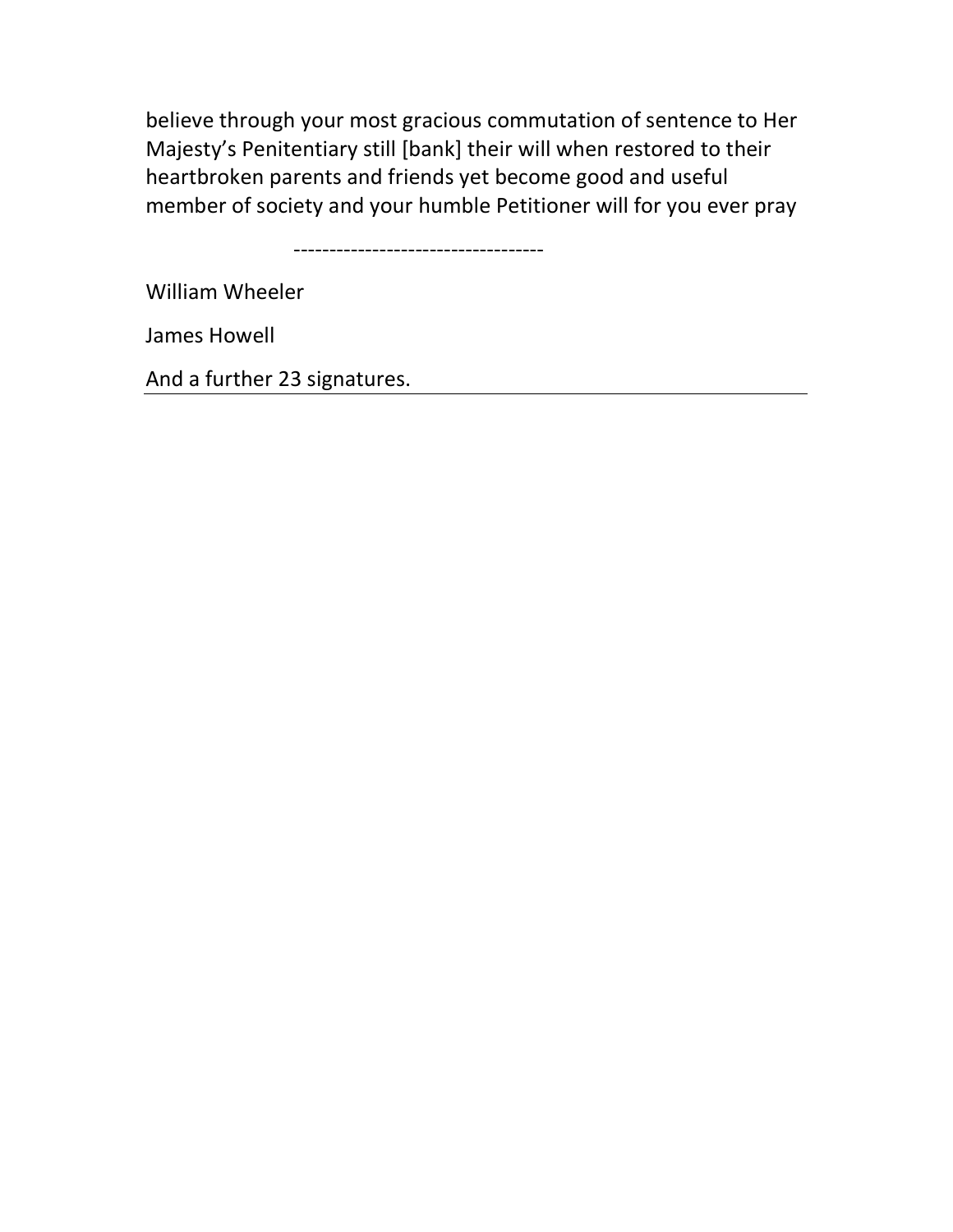believe through your most gracious commutation of sentence to Her Majesty's Penitentiary still [bank] their will when restored to their heartbroken parents and friends yet become good and useful member of society and your humble Petitioner will for you ever pray

-----------------------------------

William Wheeler

James Howell

And a further 23 signatures.